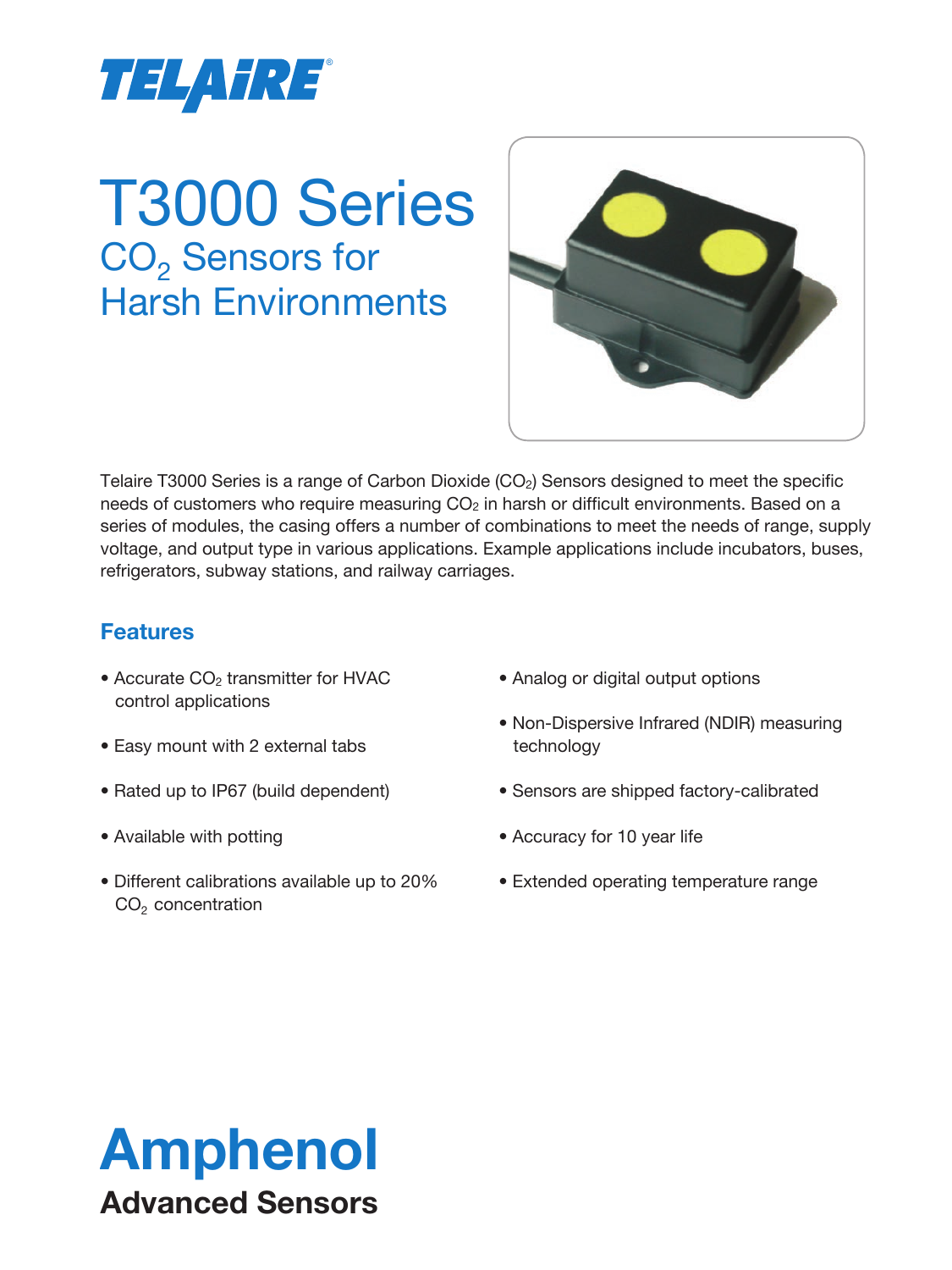TELAIRE

# T3000 Series

## $CO_2$ Sensors for Harsh Environments

Telaire T3000 Series is a range of Carbon Dioxide ($CO_2$) Sensors designed to meet the specific needs of customers who require measuring $CO_2$ in harsh or difficult environments. Based on a series of modules, the casing offers a number of combinations to meet the needs of range, supply voltage, and output type in various applications. Example applications include incubators, buses, refrigerators, subway stations, and railway carriages.

### Features

- Accurate $CO_2$ transmitter for HVAC control applications
- Easy mount with 2 external tabs
- Rated up to IP67 (build dependent)
- Available with potting
- Different calibrations available up to 20% $CO_2$ concentration
- Analog or digital output options
- Non-Dispersive Infrared (NDIR) measuring technology
- Sensors are shipped factory-calibrated
- Accuracy for 10 year life
- Extended operating temperature range

**Amphenol**
**Advanced Sensors**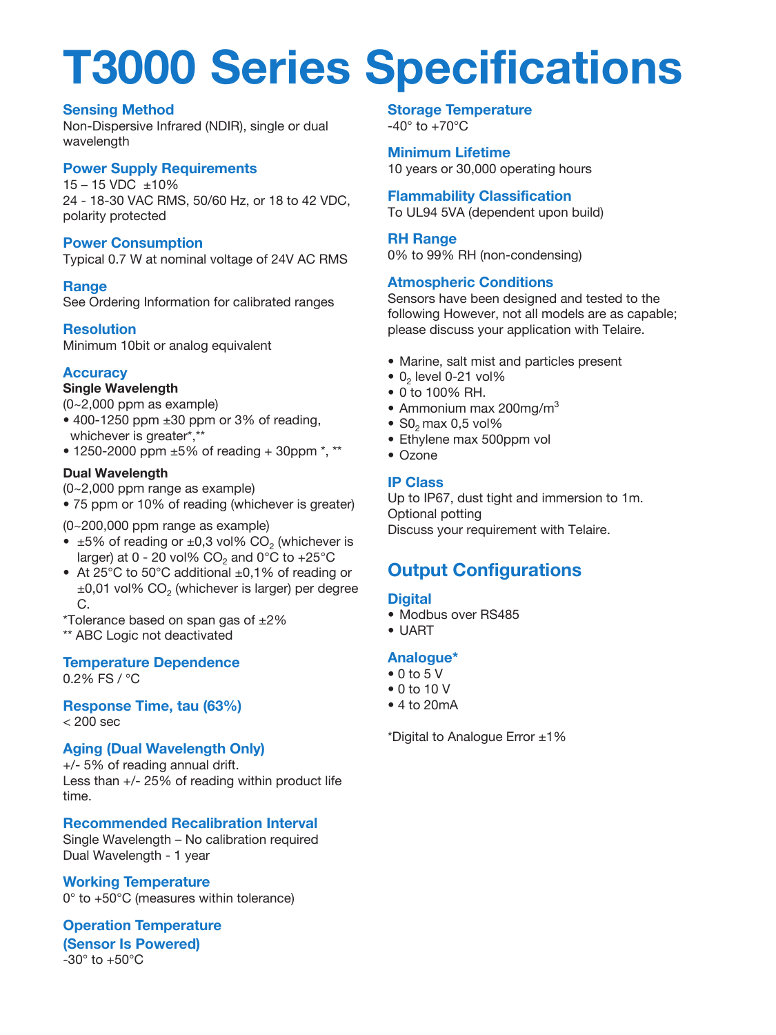# T3000 Series Specifications

### Sensing Method

Non-Dispersive Infrared (NDIR), single or dual wavelength

### Power Supply Requirements

15 – 15 VDC ±10%
24 - 18-30 VAC RMS, 50/60 Hz, or 18 to 42 VDC, polarity protected

### Power Consumption

Typical 0.7 W at nominal voltage of 24V AC RMS

### Range

See Ordering Information for calibrated ranges

### Resolution

Minimum 10bit or analog equivalent

### Accuracy

**Single Wavelength**

(0~2,000 ppm as example)

- 400-1250 ppm ±30 ppm or 3% of reading, whichever is greater*,**
- 1250-2000 ppm ±5% of reading + 30ppm *, **

**Dual Wavelength**

(0~2,000 ppm range as example)

- 75 ppm or 10% of reading (whichever is greater)

(0~200,000 ppm range as example)

- ±5% of reading or ±0,3 vol% $CO_2$ (whichever is larger) at 0 - 20 vol% $CO_2$ and 0°C to +25°C
- At 25°C to 50°C additional ±0,1% of reading or ±0,01 vol% $CO_2$ (whichever is larger) per degree C.

*Tolerance based on span gas of ±2%
** ABC Logic not deactivated

### Temperature Dependence

0.2% FS / °C

### Response Time, tau (63%)

< 200 sec

### Aging (Dual Wavelength Only)

+/- 5% of reading annual drift.
Less than +/- 25% of reading within product life time.

### Recommended Recalibration Interval

Single Wavelength – No calibration required
Dual Wavelength - 1 year

### Working Temperature

0° to +50°C (measures within tolerance)

### Operation Temperature (Sensor Is Powered)

-30° to +50°C

### Storage Temperature

-40° to +70°C

### Minimum Lifetime

10 years or 30,000 operating hours

### Flammability Classification

To UL94 5VA (dependent upon build)

### RH Range

0% to 99% RH (non-condensing)

### Atmospheric Conditions

Sensors have been designed and tested to the following However, not all models are as capable; please discuss your application with Telaire.

- Marine, salt mist and particles present
- $0_2$ level 0-21 vol%
- 0 to 100% RH.
- Ammonium max 200mg/$m^3$
- $S0_2$ max 0,5 vol%
- Ethylene max 500ppm vol
- Ozone

### IP Class

Up to IP67, dust tight and immersion to 1m.
Optional potting
Discuss your requirement with Telaire.

## Output Configurations

### Digital

- Modbus over RS485
- UART

### Analogue*

- 0 to 5 V
- 0 to 10 V
- 4 to 20mA

*Digital to Analogue Error ±1%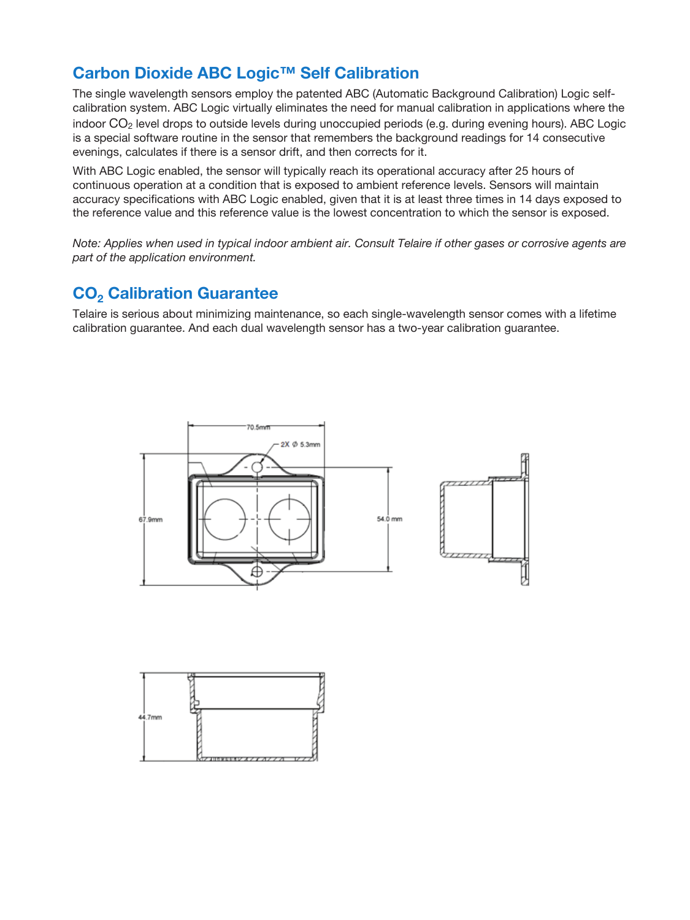## Carbon Dioxide ABC Logic™ Self Calibration

The single wavelength sensors employ the patented ABC (Automatic Background Calibration) Logic self-calibration system. ABC Logic virtually eliminates the need for manual calibration in applications where the indoor $CO_2$ level drops to outside levels during unoccupied periods (e.g. during evening hours). ABC Logic is a special software routine in the sensor that remembers the background readings for 14 consecutive evenings, calculates if there is a sensor drift, and then corrects for it.

With ABC Logic enabled, the sensor will typically reach its operational accuracy after 25 hours of continuous operation at a condition that is exposed to ambient reference levels. Sensors will maintain accuracy specifications with ABC Logic enabled, given that it is at least three times in 14 days exposed to the reference value and this reference value is the lowest concentration to which the sensor is exposed.

*Note: Applies when used in typical indoor ambient air. Consult Telaire if other gases or corrosive agents are part of the application environment.*

## $CO_2$ Calibration Guarantee

Telaire is serious about minimizing maintenance, so each single-wavelength sensor comes with a lifetime calibration guarantee. And each dual wavelength sensor has a two-year calibration guarantee.

70.5mm

2X Ø 5.3mm

67.9mm

54.0 mm

44.7mm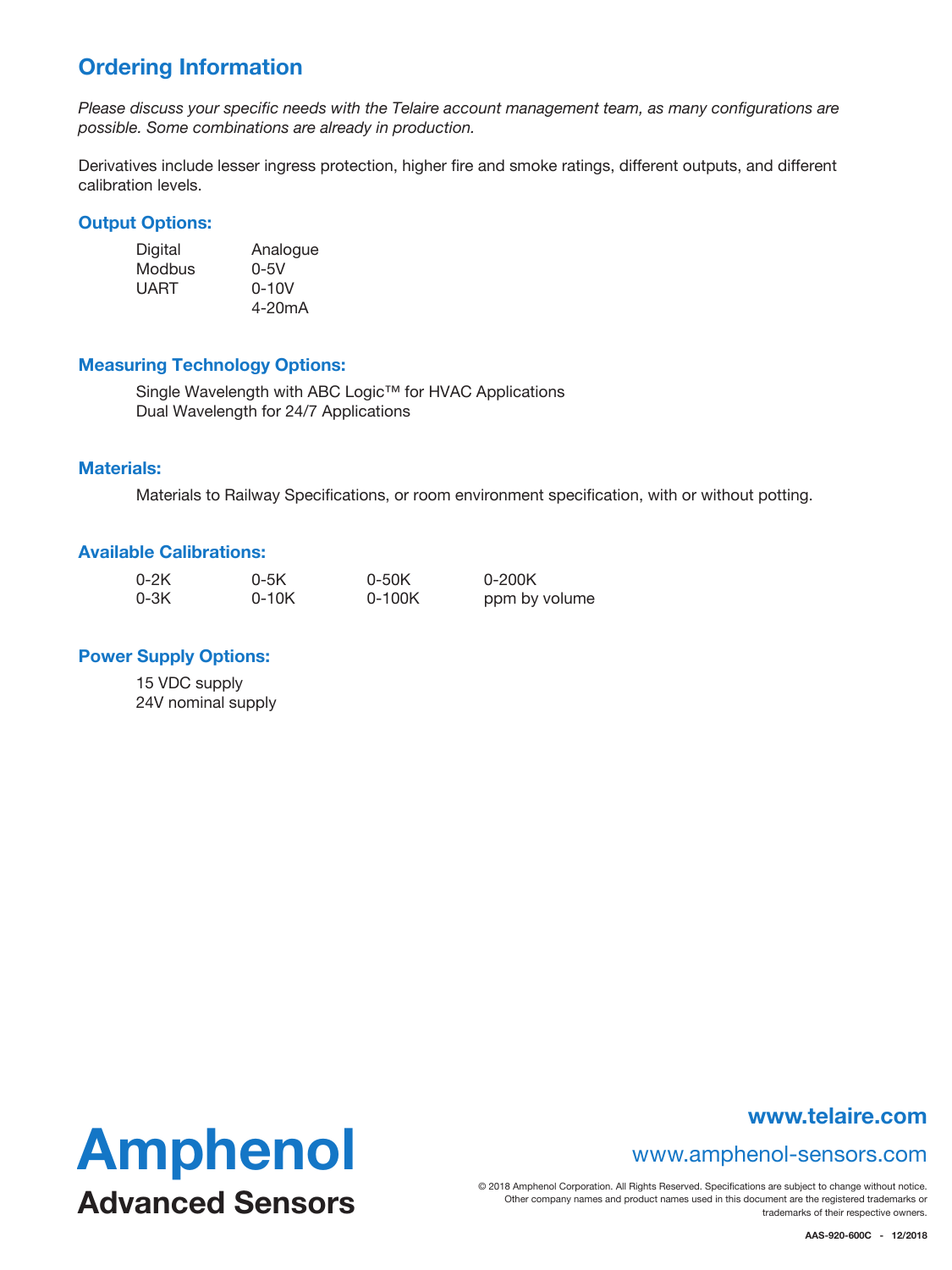## Ordering Information

*Please discuss your specific needs with the Telaire account management team, as many configurations are possible. Some combinations are already in production.*

Derivatives include lesser ingress protection, higher fire and smoke ratings, different outputs, and different calibration levels.

### Output Options:

| | |
|---|---|
| Digital | Analogue |
| Modbus | 0-5V |
| UART | 0-10V |
| | 4-20mA |

### Measuring Technology Options:

Single Wavelength with ABC Logic™ for HVAC Applications
Dual Wavelength for 24/7 Applications

### Materials:

Materials to Railway Specifications, or room environment specification, with or without potting.

### Available Calibrations:

| | | | |
|---|---|---|---|
| 0-2K | 0-5K | 0-50K | 0-200K |
| 0-3K | 0-10K | 0-100K | ppm by volume |

### Power Supply Options:

15 VDC supply
24V nominal supply

**Amphenol**
**Advanced Sensors**

**www.telaire.com**

www.amphenol-sensors.com

© 2018 Amphenol Corporation. All Rights Reserved. Specifications are subject to change without notice. Other company names and product names used in this document are the registered trademarks or trademarks of their respective owners.

AAS-920-600C - 12/2018